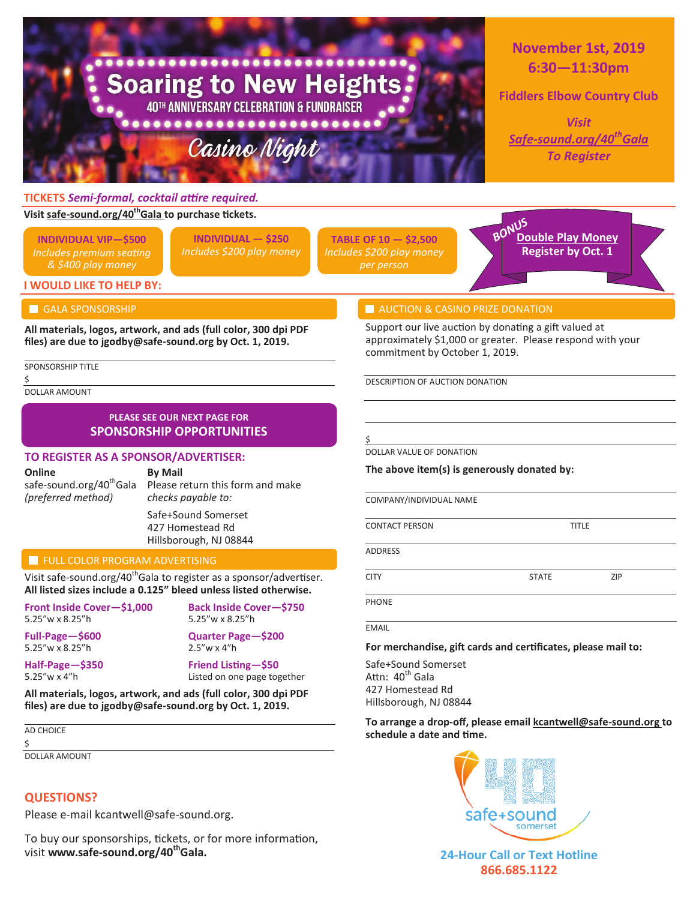# Soaring to New Heights

## 40[th] ANNIVERSARY CELEBRATION & FUNDRAISER

## Casino Night

**November 1st, 2019**
**6:30—11:30pm**

**Fiddlers Elbow Country Club**

*Visit Safe-sound.org/40[th]Gala To Register*

## TICKETS *Semi-formal, cocktail attire required.*

Visit safe-sound.org/40[th]Gala to purchase tickets.

**INDIVIDUAL VIP—$500**
*Includes premium seating & $400 play money*

**INDIVIDUAL — $250**
*Includes $200 play money*

**TABLE OF 10 — $2,500**
*Includes $200 play money per person*

**BONUS Double Play Money Register by Oct. 1**

## I WOULD LIKE TO HELP BY:

### GALA SPONSORSHIP

**All materials, logos, artwork, and ads (full color, 300 dpi PDF files) are due to jgodby@safe-sound.org by Oct. 1, 2019.**

SPONSORSHIP TITLE

$

DOLLAR AMOUNT

**PLEASE SEE OUR NEXT PAGE FOR SPONSORSHIP OPPORTUNITIES**

### TO REGISTER AS A SPONSOR/ADVERTISER:

**Online**
safe-sound.org/40[th]Gala
*(preferred method)*

**By Mail**
Please return this form and make *checks payable to:*

Safe+Sound Somerset
427 Homestead Rd
Hillsborough, NJ 08844

### FULL COLOR PROGRAM ADVERTISING

Visit safe-sound.org/40[th]Gala to register as a sponsor/advertiser.
**All listed sizes include a 0.125" bleed unless listed otherwise.**

**Front Inside Cover—$1,000**
5.25"w x 8.25"h

**Back Inside Cover—$750**
5.25"w x 8.25"h

**Full-Page—$600**
5.25"w x 8.25"h

**Quarter Page—$200**
2.5"w x 4"h

**Half-Page—$350**
5.25"w x 4"h

**Friend Listing—$50**
Listed on one page together

**All materials, logos, artwork, and ads (full color, 300 dpi PDF files) are due to jgodby@safe-sound.org by Oct. 1, 2019.**

AD CHOICE

$

DOLLAR AMOUNT

### AUCTION & CASINO PRIZE DONATION

Support our live auction by donating a gift valued at approximately $1,000 or greater. Please respond with your commitment by October 1, 2019.

DESCRIPTION OF AUCTION DONATION

$

DOLLAR VALUE OF DONATION

**The above item(s) is generously donated by:**

COMPANY/INDIVIDUAL NAME

CONTACT PERSON | TITLE

ADDRESS

CITY | STATE | ZIP

PHONE

EMAIL

**For merchandise, gift cards and certificates, please mail to:**

Safe+Sound Somerset
Attn: 40[th] Gala
427 Homestead Rd
Hillsborough, NJ 08844

**To arrange a drop-off, please email kcantwell@safe-sound.org to schedule a date and time.**

## QUESTIONS?

Please e-mail kcantwell@safe-sound.org.

To buy our sponsorships, tickets, or for more information, visit **www.safe-sound.org/40[th]Gala.**

safe+sound somerset

**24-Hour Call or Text Hotline**
**866.685.1122**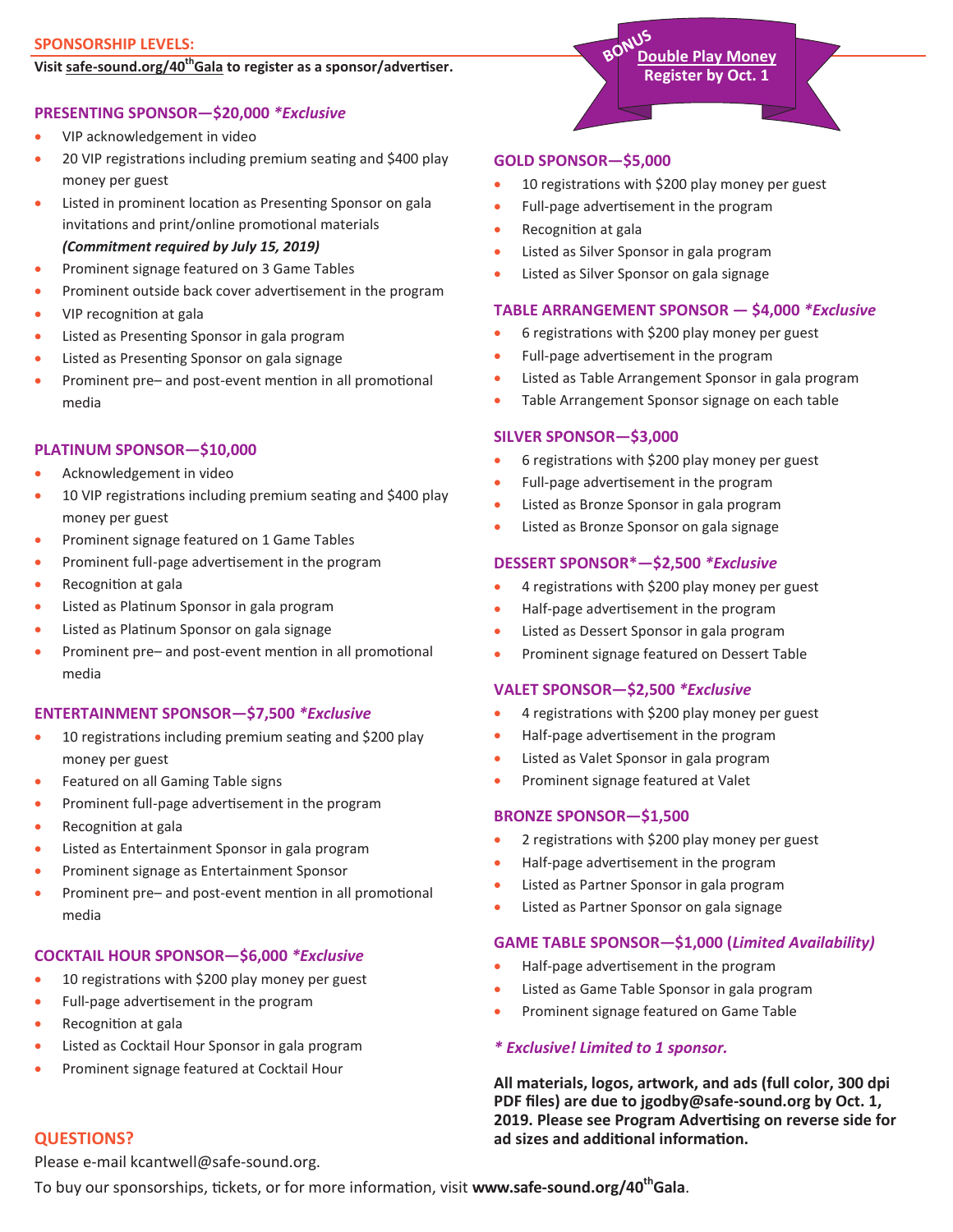## SPONSORSHIP LEVELS:

**Visit safe-sound.org/40thGala to register as a sponsor/advertiser.**

BONUS **Double Play Money Register by Oct. 1**

### PRESENTING SPONSOR—$20,000 *\*Exclusive*

- VIP acknowledgement in video
- 20 VIP registrations including premium seating and $400 play money per guest
- Listed in prominent location as Presenting Sponsor on gala invitations and print/online promotional materials ***(Commitment required by July 15, 2019)***
- Prominent signage featured on 3 Game Tables
- Prominent outside back cover advertisement in the program
- VIP recognition at gala
- Listed as Presenting Sponsor in gala program
- Listed as Presenting Sponsor on gala signage
- Prominent pre– and post-event mention in all promotional media

### PLATINUM SPONSOR—$10,000

- Acknowledgement in video
- 10 VIP registrations including premium seating and $400 play money per guest
- Prominent signage featured on 1 Game Tables
- Prominent full-page advertisement in the program
- Recognition at gala
- Listed as Platinum Sponsor in gala program
- Listed as Platinum Sponsor on gala signage
- Prominent pre– and post-event mention in all promotional media

### ENTERTAINMENT SPONSOR—$7,500 *\*Exclusive*

- 10 registrations including premium seating and $200 play money per guest
- Featured on all Gaming Table signs
- Prominent full-page advertisement in the program
- Recognition at gala
- Listed as Entertainment Sponsor in gala program
- Prominent signage as Entertainment Sponsor
- Prominent pre– and post-event mention in all promotional media

### COCKTAIL HOUR SPONSOR—$6,000 *\*Exclusive*

- 10 registrations with $200 play money per guest
- Full-page advertisement in the program
- Recognition at gala
- Listed as Cocktail Hour Sponsor in gala program
- Prominent signage featured at Cocktail Hour

### GOLD SPONSOR—$5,000

- 10 registrations with $200 play money per guest
- Full-page advertisement in the program
- Recognition at gala
- Listed as Silver Sponsor in gala program
- Listed as Silver Sponsor on gala signage

### TABLE ARRANGEMENT SPONSOR — $4,000 *\*Exclusive*

- 6 registrations with $200 play money per guest
- Full-page advertisement in the program
- Listed as Table Arrangement Sponsor in gala program
- Table Arrangement Sponsor signage on each table

### SILVER SPONSOR—$3,000

- 6 registrations with $200 play money per guest
- Full-page advertisement in the program
- Listed as Bronze Sponsor in gala program
- Listed as Bronze Sponsor on gala signage

### DESSERT SPONSOR*—$2,500 *\*Exclusive*

- 4 registrations with $200 play money per guest
- Half-page advertisement in the program
- Listed as Dessert Sponsor in gala program
- Prominent signage featured on Dessert Table

### VALET SPONSOR—$2,500 *\*Exclusive*

- 4 registrations with $200 play money per guest
- Half-page advertisement in the program
- Listed as Valet Sponsor in gala program
- Prominent signage featured at Valet

### BRONZE SPONSOR—$1,500

- 2 registrations with $200 play money per guest
- Half-page advertisement in the program
- Listed as Partner Sponsor in gala program
- Listed as Partner Sponsor on gala signage

### GAME TABLE SPONSOR—$1,000 (*Limited Availability)*

- Half-page advertisement in the program
- Listed as Game Table Sponsor in gala program
- Prominent signage featured on Game Table

***\* Exclusive! Limited to 1 sponsor.***

**All materials, logos, artwork, and ads (full color, 300 dpi PDF files) are due to jgodby@safe-sound.org by Oct. 1, 2019. Please see Program Advertising on reverse side for ad sizes and additional information.**

## QUESTIONS?

Please e-mail kcantwell@safe-sound.org.

To buy our sponsorships, tickets, or for more information, visit **www.safe-sound.org/40thGala**.